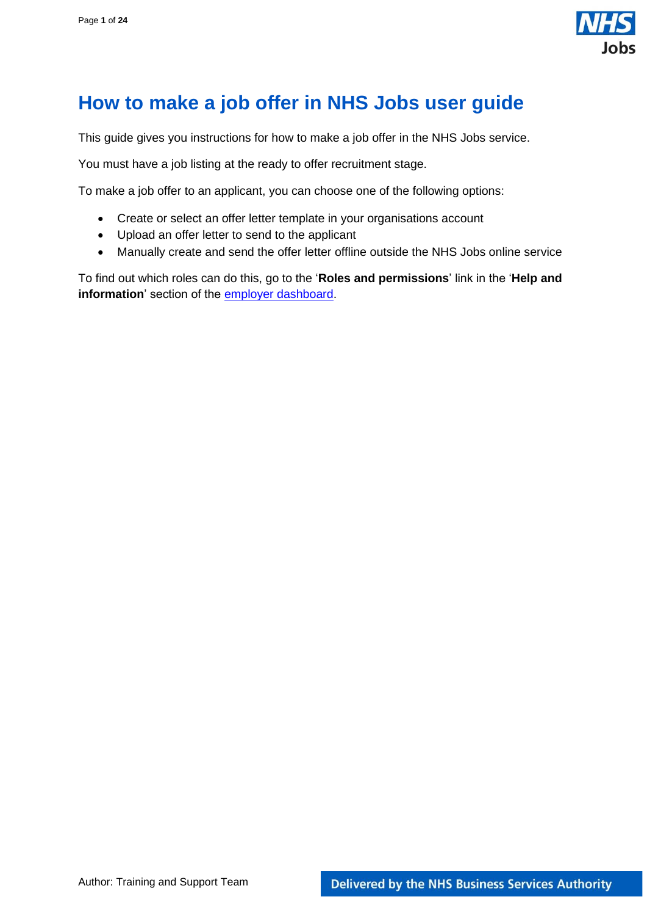# How to make a job offer in NHS Jobs user guide

This guide gives you instructions for how to make a job offer in the NHS Jobs service.

You must have a job listing at the ready to offer recruitment stage.

To make a job offer to an applicant, you can choose one of the following options:

- Create or select an offer letter template in your organisations account
- Upload an offer letter to send to the applicant
- Manually create and send the offer letter offline outside the NHS Jobs online service

To find out which roles can do this, go to the '**Roles and permissions**' link in the '**Help and information**' section of the [employer dashboard](employer dashboard).

Author: Training and Support Team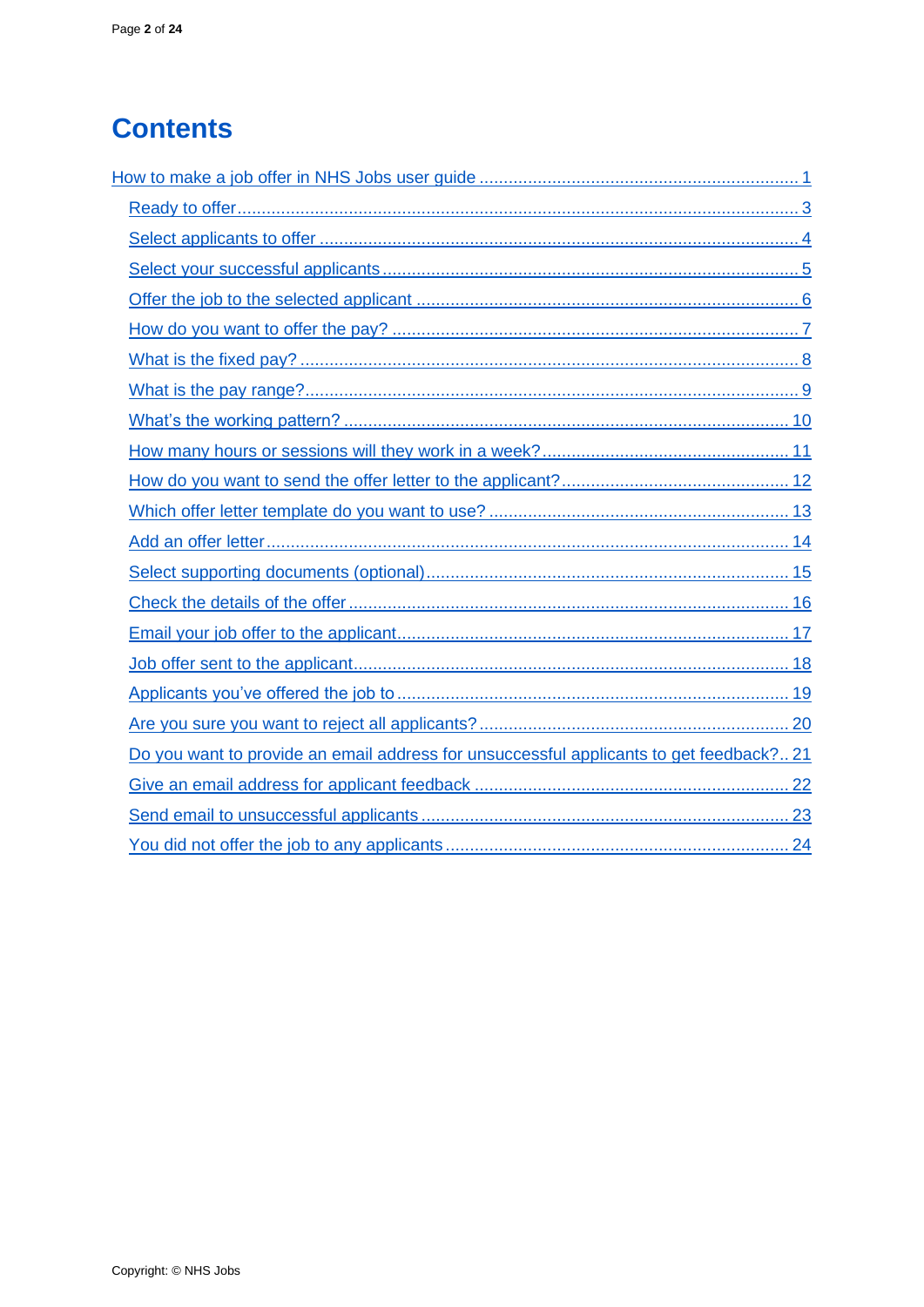# Contents

[How to make a job offer in NHS Jobs user guide](#) ... 1

- [Ready to offer](#) ... 3
- [Select applicants to offer](#) ... 4
- [Select your successful applicants](#) ... 5
- [Offer the job to the selected applicant](#) ... 6
- [How do you want to offer the pay?](#) ... 7
- [What is the fixed pay?](#) ... 8
- [What is the pay range?](#) ... 9
- [What's the working pattern?](#) ... 10
- [How many hours or sessions will they work in a week?](#) ... 11
- [How do you want to send the offer letter to the applicant?](#) ... 12
- [Which offer letter template do you want to use?](#) ... 13
- [Add an offer letter](#) ... 14
- [Select supporting documents (optional)](#) ... 15
- [Check the details of the offer](#) ... 16
- [Email your job offer to the applicant](#) ... 17
- [Job offer sent to the applicant](#) ... 18
- [Applicants you've offered the job to](#) ... 19
- [Are you sure you want to reject all applicants?](#) ... 20
- [Do you want to provide an email address for unsuccessful applicants to get feedback?](#) ... 21
- [Give an email address for applicant feedback](#) ... 22
- [Send email to unsuccessful applicants](#) ... 23
- [You did not offer the job to any applicants](#) ... 24

Copyright: © NHS Jobs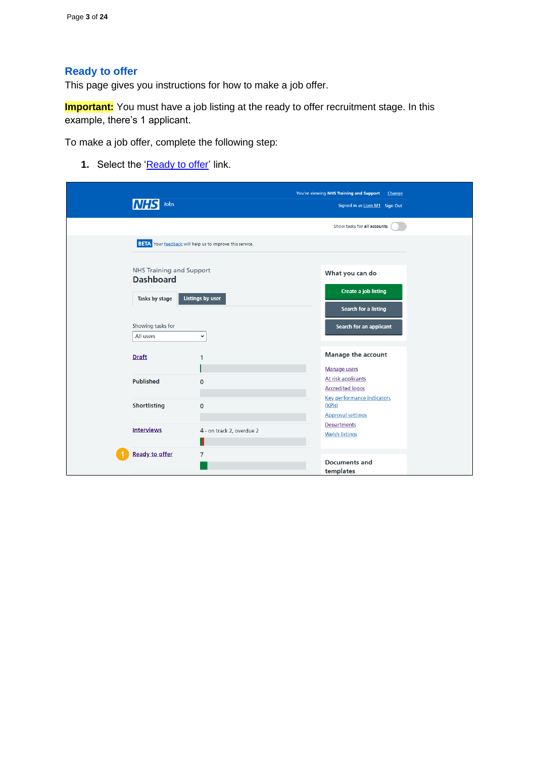## Ready to offer

This page gives you instructions for how to make a job offer.

**Important:** You must have a job listing at the ready to offer recruitment stage. In this example, there's 1 applicant.

To make a job offer, complete the following step:

1. Select the 'Ready to offer' link.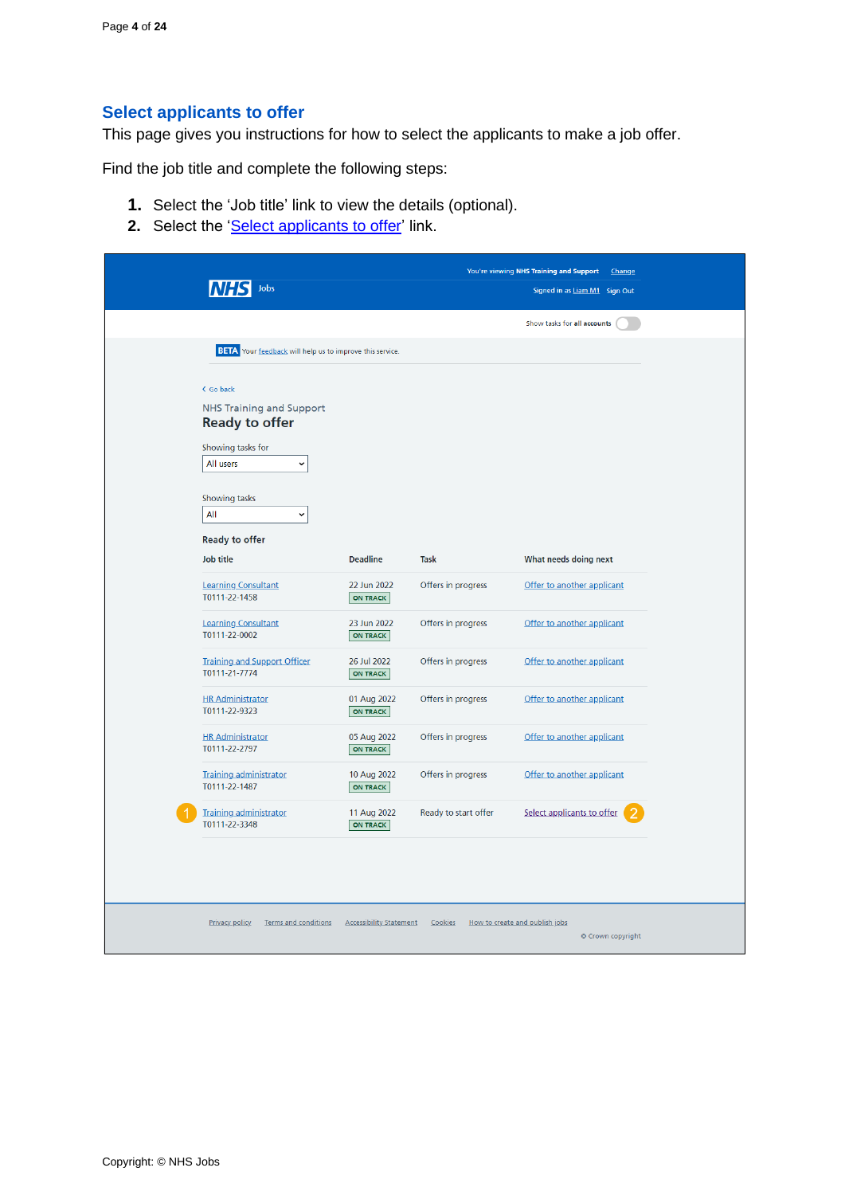## Select applicants to offer

This page gives you instructions for how to select the applicants to make a job offer.

Find the job title and complete the following steps:

1. Select the 'Job title' link to view the details (optional).
2. Select the 'Select applicants to offer' link.

You're viewing NHS Training and Support Change

NHS Jobs

Signed in as Liam M1 Sign Out

Show tasks for all accounts

BETA Your feedback will help us to improve this service.

Go back

NHS Training and Support

**Ready to offer**

Showing tasks for

All users

Showing tasks

All

**Ready to offer**

| Job title | Deadline | Task | What needs doing next |
|---|---|---|---|
| Learning Consultant T0111-22-1458 | 22 Jun 2022 ON TRACK | Offers in progress | Offer to another applicant |
| Learning Consultant T0111-22-0002 | 23 Jun 2022 ON TRACK | Offers in progress | Offer to another applicant |
| Training and Support Officer T0111-21-7774 | 26 Jul 2022 ON TRACK | Offers in progress | Offer to another applicant |
| HR Administrator T0111-22-9323 | 01 Aug 2022 ON TRACK | Offers in progress | Offer to another applicant |
| HR Administrator T0111-22-2797 | 05 Aug 2022 ON TRACK | Offers in progress | Offer to another applicant |
| Training administrator T0111-22-1487 | 10 Aug 2022 ON TRACK | Offers in progress | Offer to another applicant |
| 1 Training administrator T0111-22-3348 | 11 Aug 2022 ON TRACK | Ready to start offer | Select applicants to offer 2 |

Privacy policy Terms and conditions Accessibility Statement Cookies How to create and publish jobs

© Crown copyright

Copyright: © NHS Jobs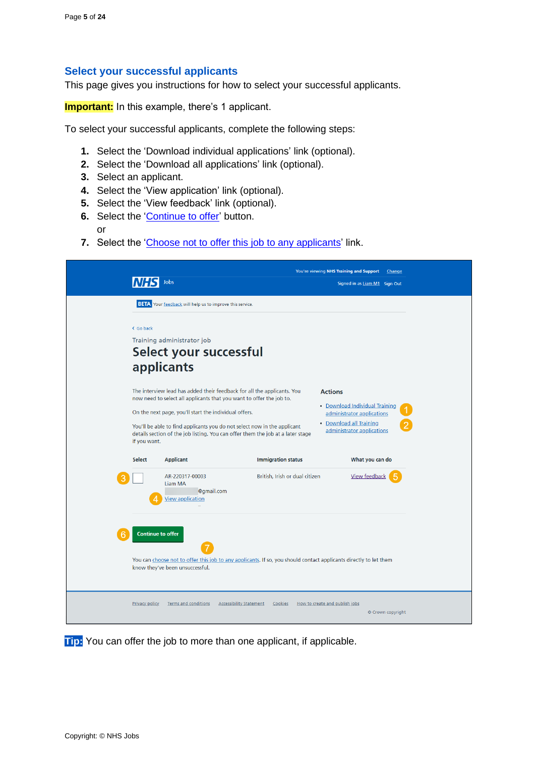## Select your successful applicants

This page gives you instructions for how to select your successful applicants.

**Important:** In this example, there's 1 applicant.

To select your successful applicants, complete the following steps:

1. Select the 'Download individual applications' link (optional).
2. Select the 'Download all applications' link (optional).
3. Select an applicant.
4. Select the 'View application' link (optional).
5. Select the 'View feedback' link (optional).
6. Select the 'Continue to offer' button.
   or
7. Select the 'Choose not to offer this job to any applicants' link.

You're viewing NHS Training and Support Change

NHS Jobs

Signed in as Liam M1 Sign Out

BETA Your feedback will help us to improve this service.

Go back

Training administrator job

# Select your successful applicants

The interview lead has added their feedback for all the applicants. You now need to select all applicants that you want to offer the job to.

On the next page, you'll start the individual offers.

You'll be able to find applicants you do not select now in the applicant details section of the job listing. You can offer them the job at a later stage if you want.

**Actions**

- Download Individual Training administrator applications (1)
- Download all Training administrator applications (2)

| Select | Applicant | Immigration status | What you can do |
|---|---|---|---|
| (3) ☐ | AR-220317-00003 Liam MA @gmail.com View application (4) | British, Irish or dual citizen | View feedback (5) |

(6) Continue to offer

(7) You can choose not to offer this job to any applicants. If so, you should contact applicants directly to let them know they've been unsuccessful.

Privacy policy   Terms and conditions   Accessibility Statement   Cookies   How to create and publish jobs

© Crown copyright

**Tip:** You can offer the job to more than one applicant, if applicable.

Copyright: © NHS Jobs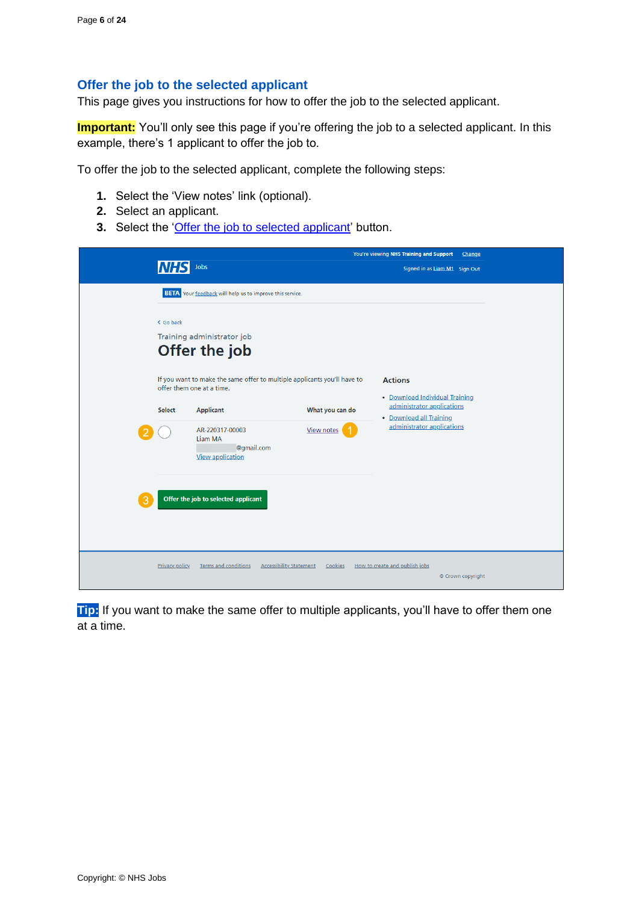## Offer the job to the selected applicant

This page gives you instructions for how to offer the job to the selected applicant.

**Important:** You'll only see this page if you're offering the job to a selected applicant. In this example, there's 1 applicant to offer the job to.

To offer the job to the selected applicant, complete the following steps:

1. Select the 'View notes' link (optional).
2. Select an applicant.
3. Select the 'Offer the job to selected applicant' button.

You're viewing NHS Training and Support Change

NHS Jobs

Signed in as Liam M1 Sign Out

BETA Your feedback will help us to improve this service.

Go back

Training administrator job

# Offer the job

If you want to make the same offer to multiple applicants you'll have to offer them one at a time.

| Select | Applicant | What you can do |
| --- | --- | --- |
| (2) ○ | AR-220317-00003<br>Liam MA<br>@gmail.com<br>View application | View notes (1) |

(3) Offer the job to selected applicant

**Actions**

- Download Individual Training administrator applications
- Download all Training administrator applications

Privacy policy Terms and conditions Accessibility Statement Cookies How to create and publish jobs

© Crown copyright

**Tip:** If you want to make the same offer to multiple applicants, you'll have to offer them one at a time.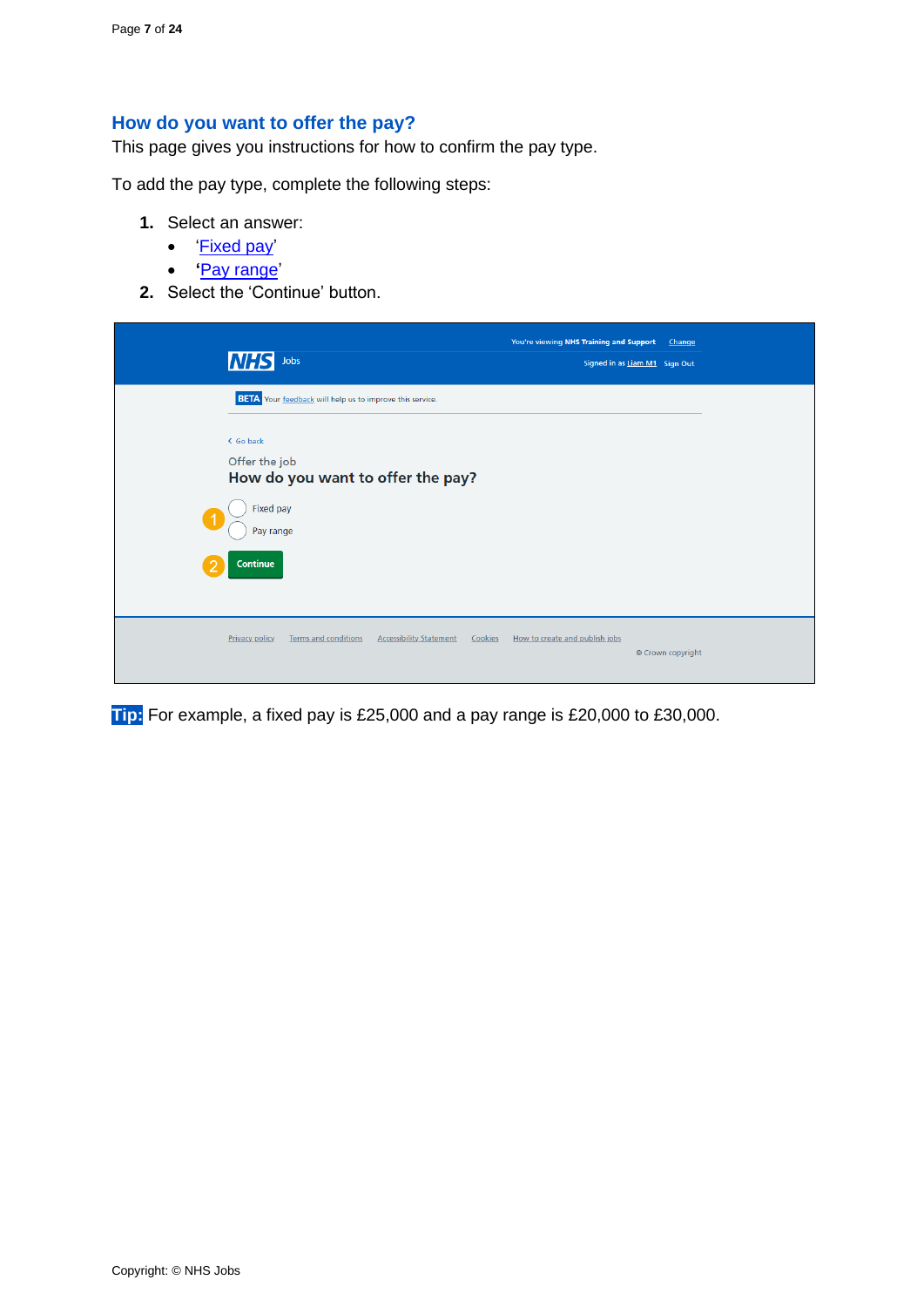## How do you want to offer the pay?

This page gives you instructions for how to confirm the pay type.

To add the pay type, complete the following steps:

1. Select an answer:
   - 'Fixed pay'
   - 'Pay range'
2. Select the 'Continue' button.

**Tip:** For example, a fixed pay is £25,000 and a pay range is £20,000 to £30,000.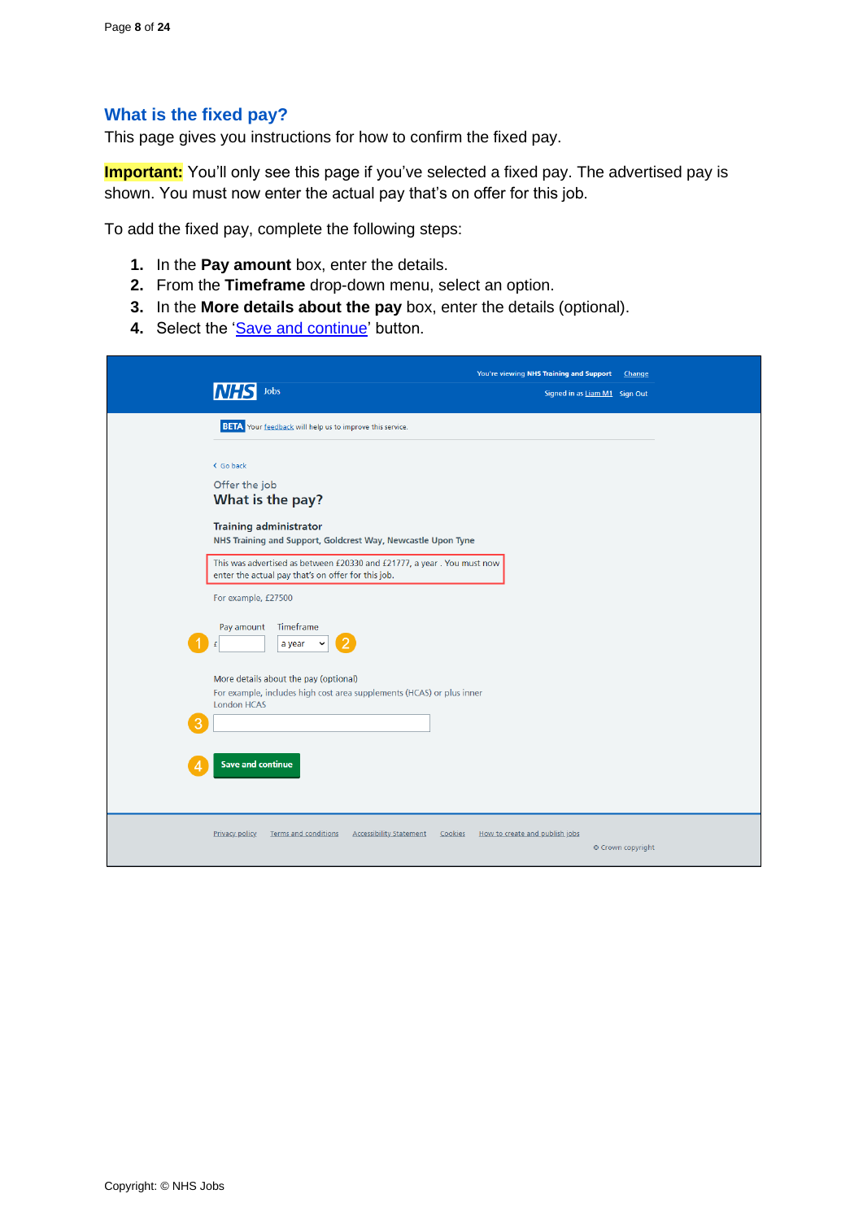## What is the fixed pay?

This page gives you instructions for how to confirm the fixed pay.

**Important:** You'll only see this page if you've selected a fixed pay. The advertised pay is shown. You must now enter the actual pay that's on offer for this job.

To add the fixed pay, complete the following steps:

1. In the **Pay amount** box, enter the details.
2. From the **Timeframe** drop-down menu, select an option.
3. In the **More details about the pay** box, enter the details (optional).
4. Select the 'Save and continue' button.

You're viewing NHS Training and Support Change

NHS Jobs

Signed in as Liam M1 Sign Out

BETA Your feedback will help us to improve this service.

Go back

Offer the job

**What is the pay?**

**Training administrator**

NHS Training and Support, Goldcrest Way, Newcastle Upon Tyne

This was advertised as between £20330 and £21777, a year . You must now enter the actual pay that's on offer for this job.

For example, £27500

Pay amount £ (1) Timeframe a year (2)

More details about the pay (optional)

For example, includes high cost area supplements (HCAS) or plus inner London HCAS (3)

Save and continue (4)

Privacy policy Terms and conditions Accessibility Statement Cookies How to create and publish jobs

© Crown copyright

Copyright: © NHS Jobs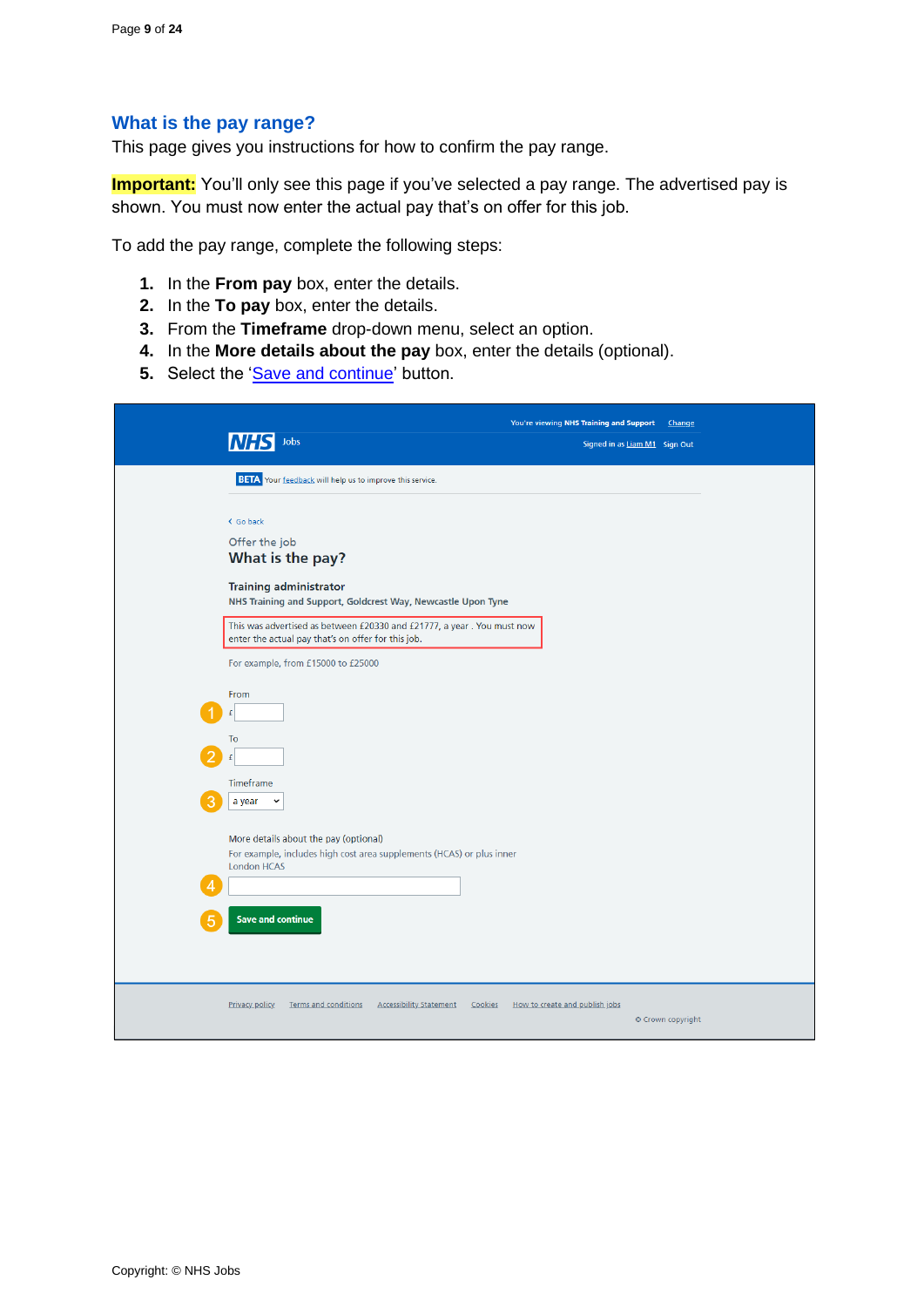## What is the pay range?

This page gives you instructions for how to confirm the pay range.

**Important:** You'll only see this page if you've selected a pay range. The advertised pay is shown. You must now enter the actual pay that's on offer for this job.

To add the pay range, complete the following steps:

1. In the **From pay** box, enter the details.
2. In the **To pay** box, enter the details.
3. From the **Timeframe** drop-down menu, select an option.
4. In the **More details about the pay** box, enter the details (optional).
5. Select the 'Save and continue' button.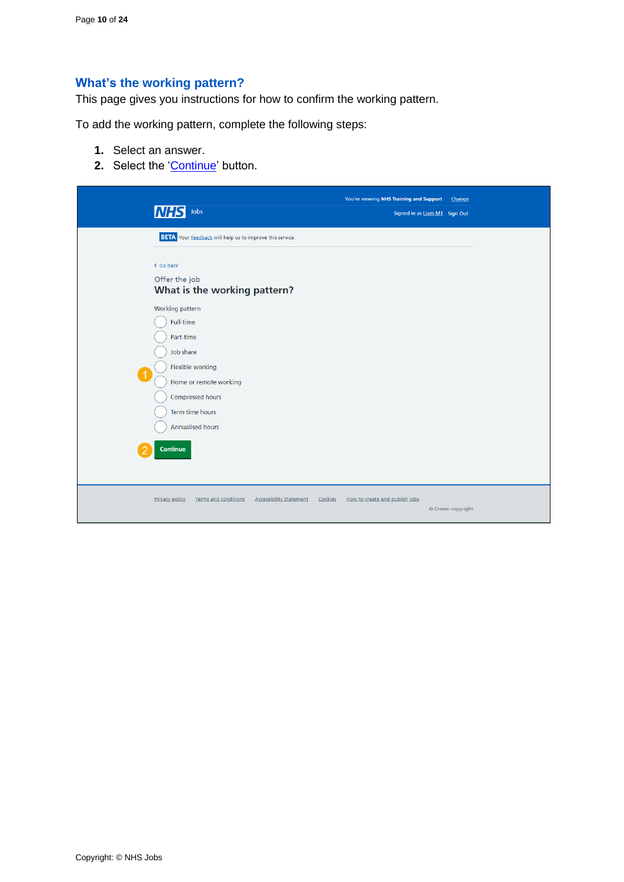## What's the working pattern?

This page gives you instructions for how to confirm the working pattern.

To add the working pattern, complete the following steps:

1. Select an answer.
2. Select the 'Continue' button.

You're viewing NHS Training and Support Change

NHS Jobs

Signed in as Liam M1 Sign Out

BETA Your feedback will help us to improve this service.

Go back

Offer the job

**What is the working pattern?**

Working pattern

- Full-time
- Part-time
- Job share
- Flexible working
- Home or remote working
- Compressed hours
- Term time hours
- Annualised hours

Continue

Privacy policy Terms and conditions Accessibility Statement Cookies How to create and publish jobs

© Crown copyright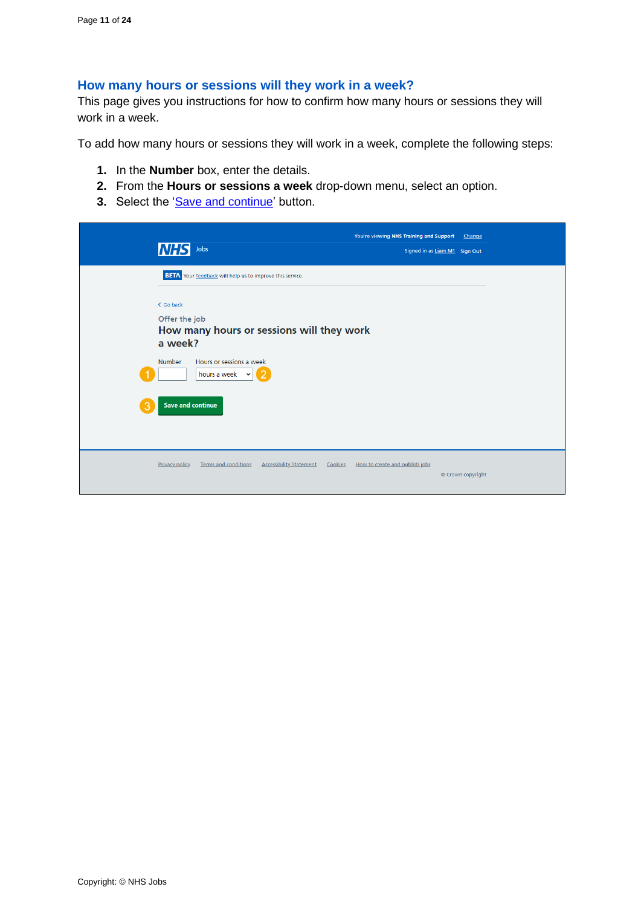## How many hours or sessions will they work in a week?

This page gives you instructions for how to confirm how many hours or sessions they will work in a week.

To add how many hours or sessions they will work in a week, complete the following steps:

1. In the **Number** box, enter the details.
2. From the **Hours or sessions a week** drop-down menu, select an option.
3. Select the 'Save and continue' button.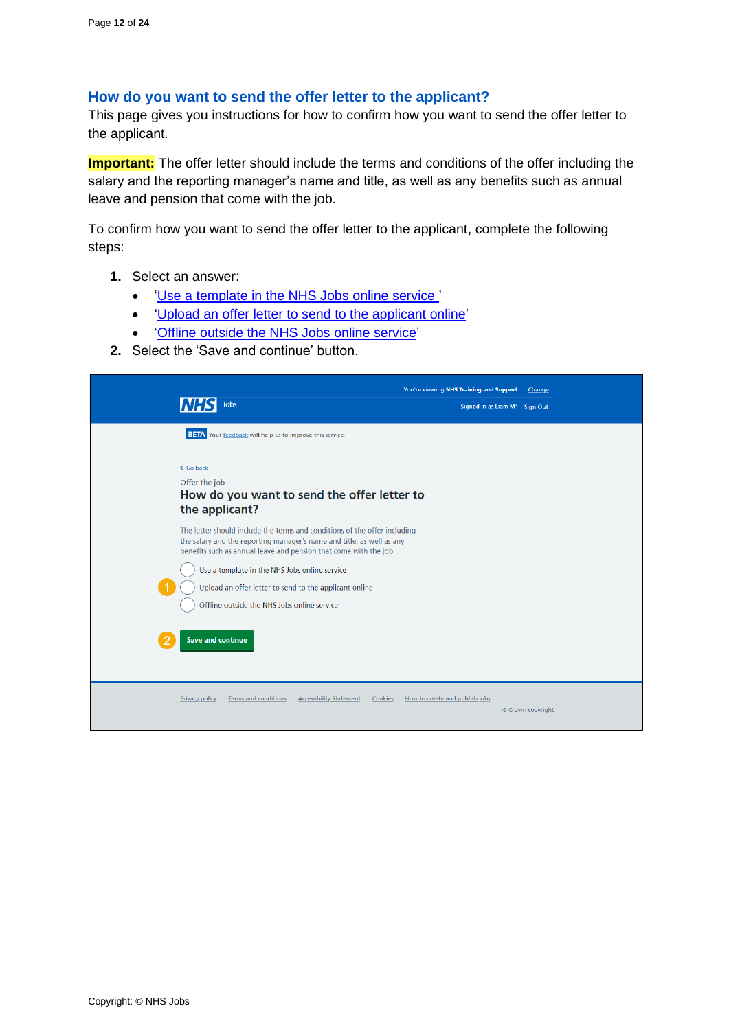## How do you want to send the offer letter to the applicant?

This page gives you instructions for how to confirm how you want to send the offer letter to the applicant.

**Important:** The offer letter should include the terms and conditions of the offer including the salary and the reporting manager's name and title, as well as any benefits such as annual leave and pension that come with the job.

To confirm how you want to send the offer letter to the applicant, complete the following steps:

1. Select an answer:
    - '[Use a template in the NHS Jobs online service](#) '
    - '[Upload an offer letter to send to the applicant online](#)'
    - '[Offline outside the NHS Jobs online service](#)'
2. Select the 'Save and continue' button.

You're viewing NHS Training and Support Change

NHS Jobs

Signed in as Liam M1 Sign Out

BETA Your feedback will help us to improve this service.

Go back

Offer the job

### How do you want to send the offer letter to the applicant?

The letter should include the terms and conditions of the offer including the salary and the reporting manager's name and title, as well as any benefits such as annual leave and pension that come with the job.

1. ○ Use a template in the NHS Jobs online service
   ○ Upload an offer letter to send to the applicant online
   ○ Offline outside the NHS Jobs online service

2. Save and continue

Privacy policy Terms and conditions Accessibility Statement Cookies How to create and publish jobs

© Crown copyright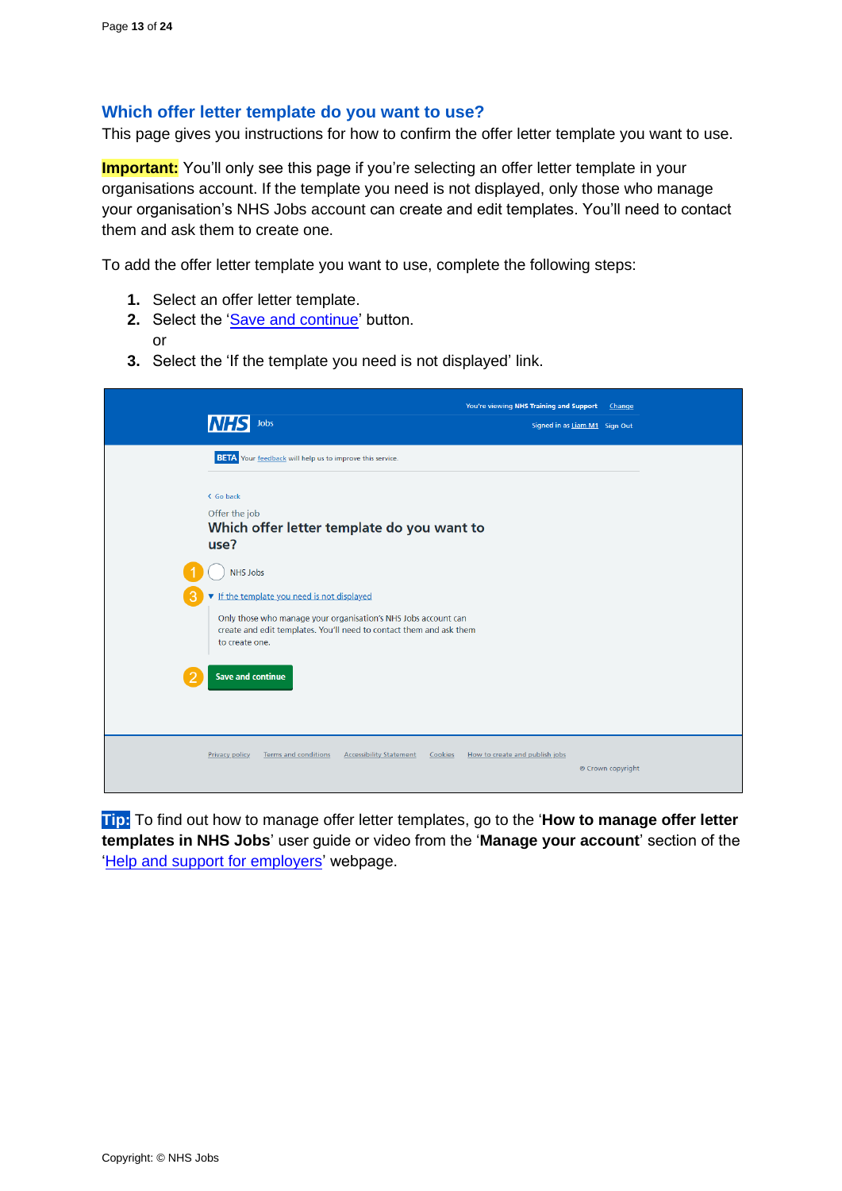## Which offer letter template do you want to use?

This page gives you instructions for how to confirm the offer letter template you want to use.

**Important:** You'll only see this page if you're selecting an offer letter template in your organisations account. If the template you need is not displayed, only those who manage your organisation's NHS Jobs account can create and edit templates. You'll need to contact them and ask them to create one.

To add the offer letter template you want to use, complete the following steps:

1. Select an offer letter template.
2. Select the 'Save and continue' button.
   or
3. Select the 'If the template you need is not displayed' link.

You're viewing **NHS Training and Support** Change

NHS Jobs

Signed in as Liam M1 Sign Out

BETA Your feedback will help us to improve this service.

< Go back

Offer the job

Which offer letter template do you want to use?

1 ◯ NHS Jobs

3 ▼ If the template you need is not displayed

Only those who manage your organisation's NHS Jobs account can create and edit templates. You'll need to contact them and ask them to create one.

2 Save and continue

Privacy policy Terms and conditions Accessibility Statement Cookies How to create and publish jobs

© Crown copyright

**Tip:** To find out how to manage offer letter templates, go to the '**How to manage offer letter templates in NHS Jobs**' user guide or video from the '**Manage your account**' section of the 'Help and support for employers' webpage.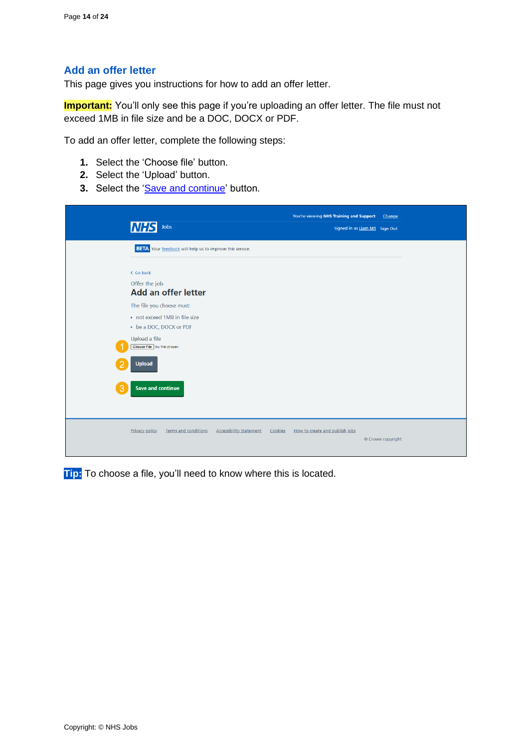## Add an offer letter

This page gives you instructions for how to add an offer letter.

**Important:** You'll only see this page if you're uploading an offer letter. The file must not exceed 1MB in file size and be a DOC, DOCX or PDF.

To add an offer letter, complete the following steps:

1. Select the 'Choose file' button.
2. Select the 'Upload' button.
3. Select the 'Save and continue' button.

**Tip:** To choose a file, you'll need to know where this is located.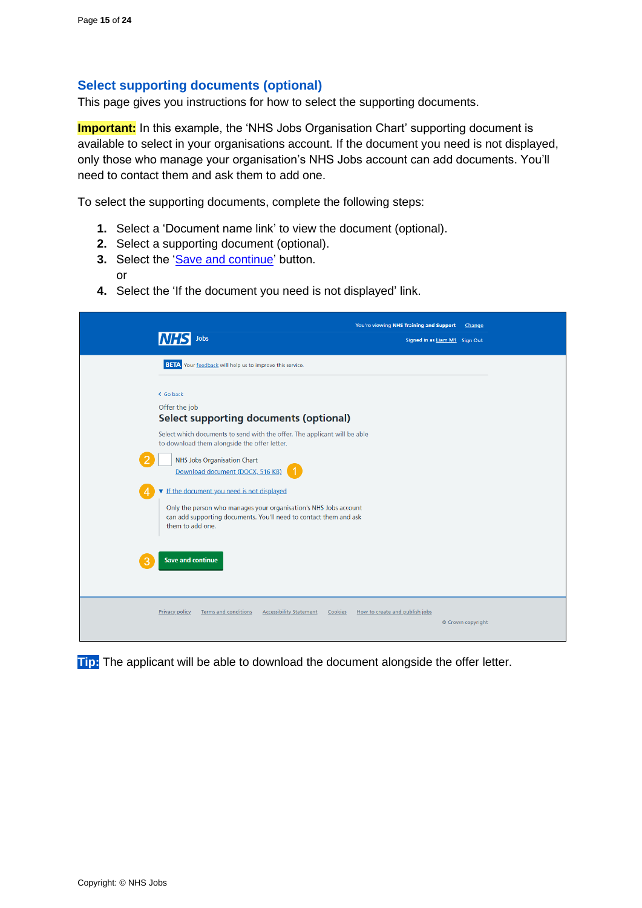## Select supporting documents (optional)

This page gives you instructions for how to select the supporting documents.

**Important:** In this example, the 'NHS Jobs Organisation Chart' supporting document is available to select in your organisations account. If the document you need is not displayed, only those who manage your organisation's NHS Jobs account can add documents. You'll need to contact them and ask them to add one.

To select the supporting documents, complete the following steps:

1. Select a 'Document name link' to view the document (optional).
2. Select a supporting document (optional).
3. Select the 'Save and continue' button.
   or
4. Select the 'If the document you need is not displayed' link.

**Tip:** The applicant will be able to download the document alongside the offer letter.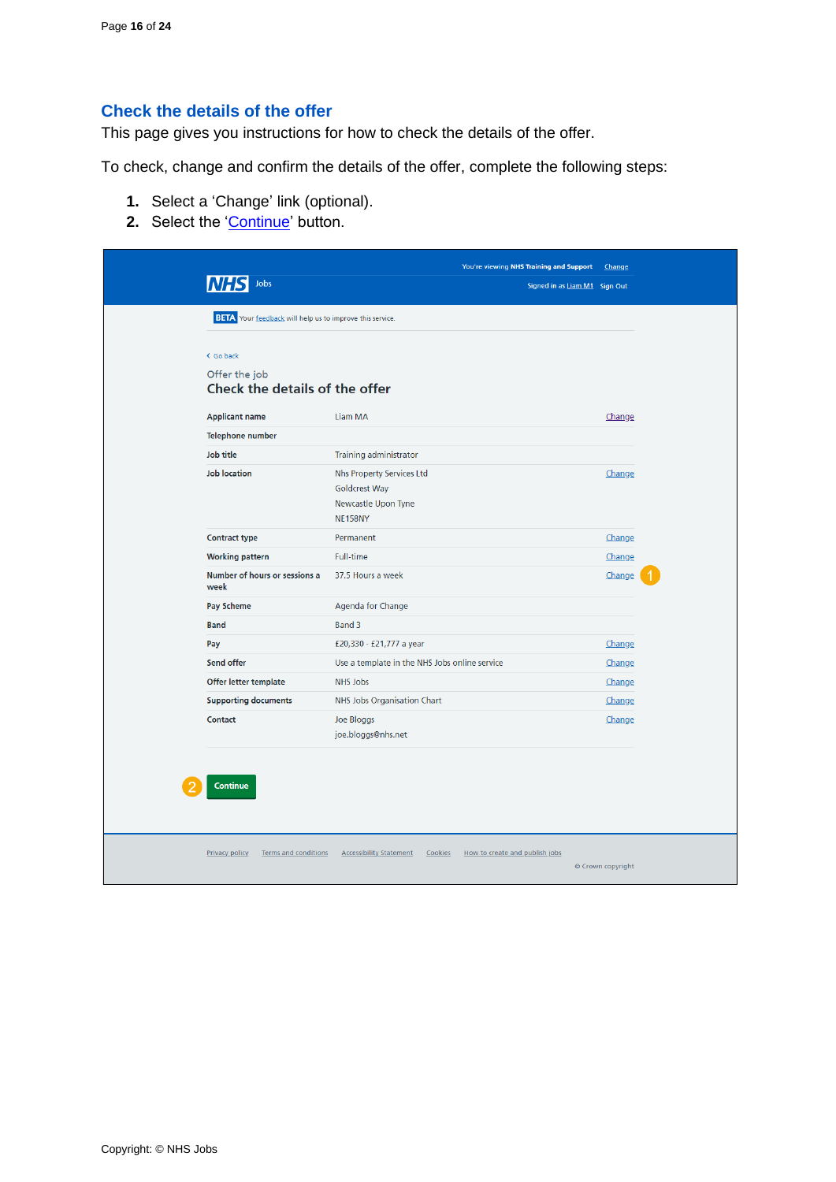## Check the details of the offer

This page gives you instructions for how to check the details of the offer.

To check, change and confirm the details of the offer, complete the following steps:

1. Select a 'Change' link (optional).
2. Select the 'Continue' button.

You're viewing NHS Training and Support Change

NHS Jobs

Signed in as Liam M1 Sign Out

BETA Your feedback will help us to improve this service.

Go back

Offer the job

### Check the details of the offer

| | | |
|---|---|---|
| Applicant name | Liam MA | Change |
| Telephone number | | |
| Job title | Training administrator | |
| Job location | Nhs Property Services Ltd<br>Goldcrest Way<br>Newcastle Upon Tyne<br>NE158NY | Change |
| Contract type | Permanent | Change |
| Working pattern | Full-time | Change |
| Number of hours or sessions a week | 37.5 Hours a week | Change (1) |
| Pay Scheme | Agenda for Change | |
| Band | Band 3 | |
| Pay | £20,330 - £21,777 a year | Change |
| Send offer | Use a template in the NHS Jobs online service | Change |
| Offer letter template | NHS Jobs | Change |
| Supporting documents | NHS Jobs Organisation Chart | Change |
| Contact | Joe Bloggs<br>joe.bloggs@nhs.net | Change |

(2) Continue

Privacy policy Terms and conditions Accessibility Statement Cookies How to create and publish jobs

© Crown copyright

Copyright: © NHS Jobs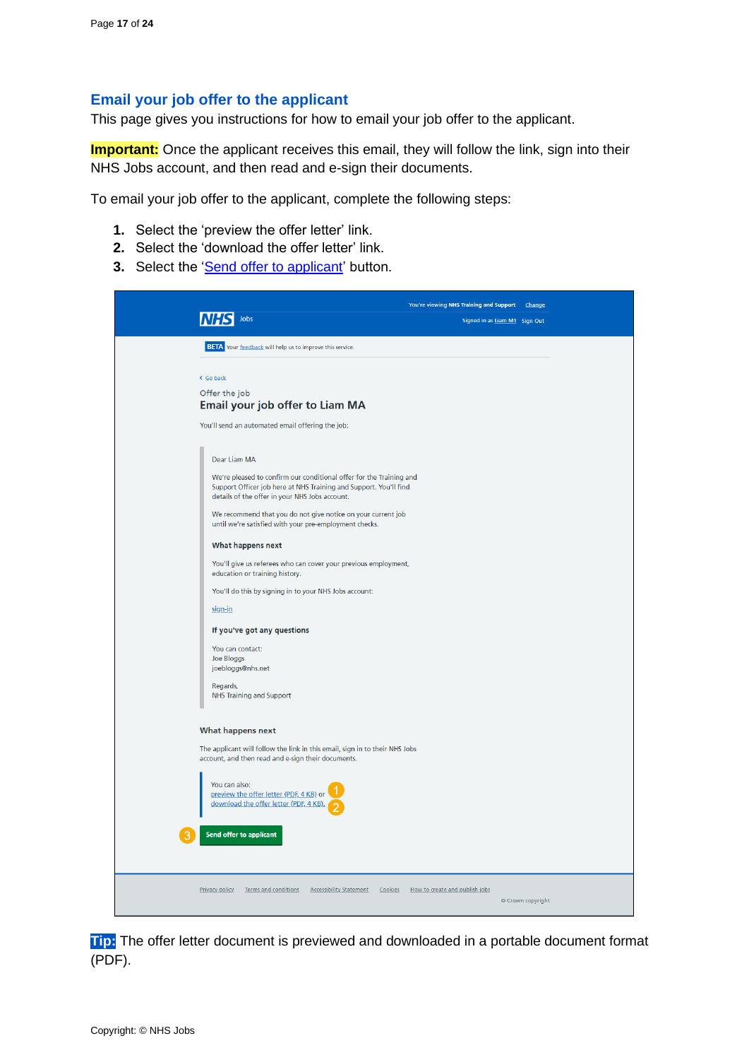## Email your job offer to the applicant

This page gives you instructions for how to email your job offer to the applicant.

**Important:** Once the applicant receives this email, they will follow the link, sign into their NHS Jobs account, and then read and e-sign their documents.

To email your job offer to the applicant, complete the following steps:

1. Select the 'preview the offer letter' link.
2. Select the 'download the offer letter' link.
3. Select the '[Send offer to applicant](#)' button.

**Tip:** The offer letter document is previewed and downloaded in a portable document format (PDF).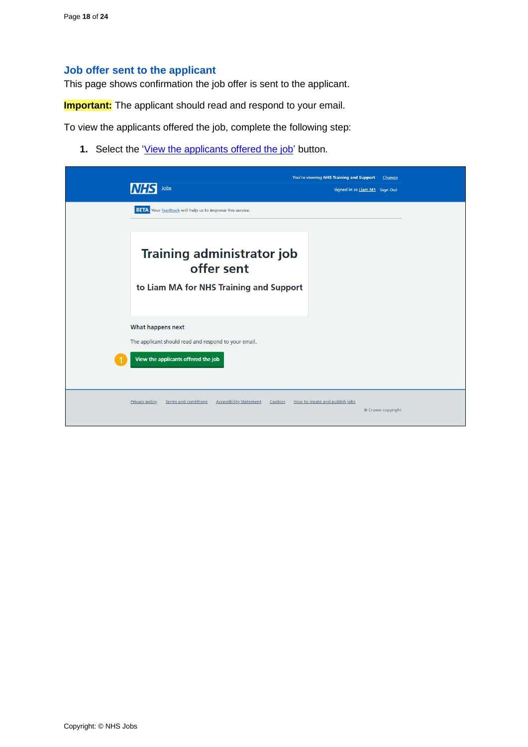## Job offer sent to the applicant

This page shows confirmation the job offer is sent to the applicant.

**Important:** The applicant should read and respond to your email.

To view the applicants offered the job, complete the following step:

1. Select the 'View the applicants offered the job' button.

You're viewing NHS Training and Support Change

NHS Jobs

Signed in as Liam M1 Sign Out

BETA Your feedback will help us to improve this service.

# Training administrator job offer sent

to Liam MA for NHS Training and Support

**What happens next**

The applicant should read and respond to your email.

1 View the applicants offered the job

Privacy policy Terms and conditions Accessibility Statement Cookies How to create and publish jobs

© Crown copyright

Copyright: © NHS Jobs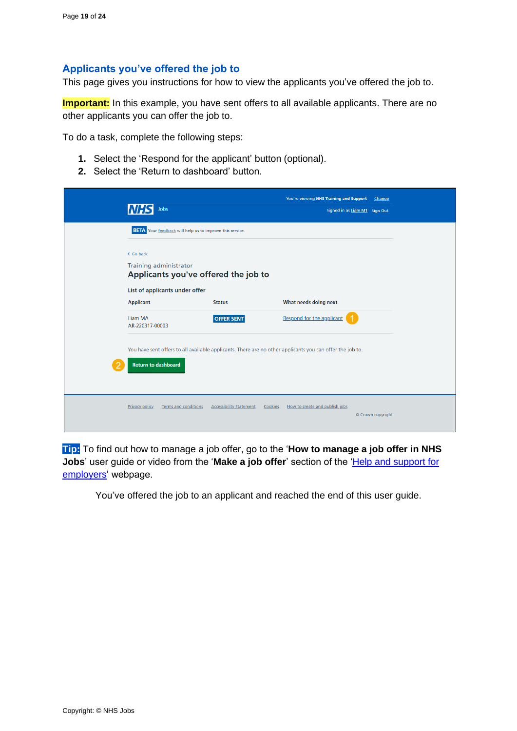## Applicants you've offered the job to

This page gives you instructions for how to view the applicants you've offered the job to.

**Important:** In this example, you have sent offers to all available applicants. There are no other applicants you can offer the job to.

To do a task, complete the following steps:

1. Select the 'Respond for the applicant' button (optional).
2. Select the 'Return to dashboard' button.

You're viewing NHS Training and Support Change

NHS Jobs

Signed in as Liam M1 Sign Out

BETA Your feedback will help us to improve this service.

Go back

Training administrator

Applicants you've offered the job to

List of applicants under offer

| Applicant | Status | What needs doing next |
|---|---|---|
| Liam MA<br>AR-220317-00003 | OFFER SENT | Respond for the applicant (1) |

You have sent offers to all available applicants. There are no other applicants you can offer the job to.

(2) Return to dashboard

Privacy policy Terms and conditions Accessibility Statement Cookies How to create and publish jobs

© Crown copyright

**Tip:** To find out how to manage a job offer, go to the '**How to manage a job offer in NHS Jobs**' user guide or video from the '**Make a job offer**' section of the 'Help and support for employers' webpage.

You've offered the job to an applicant and reached the end of this user guide.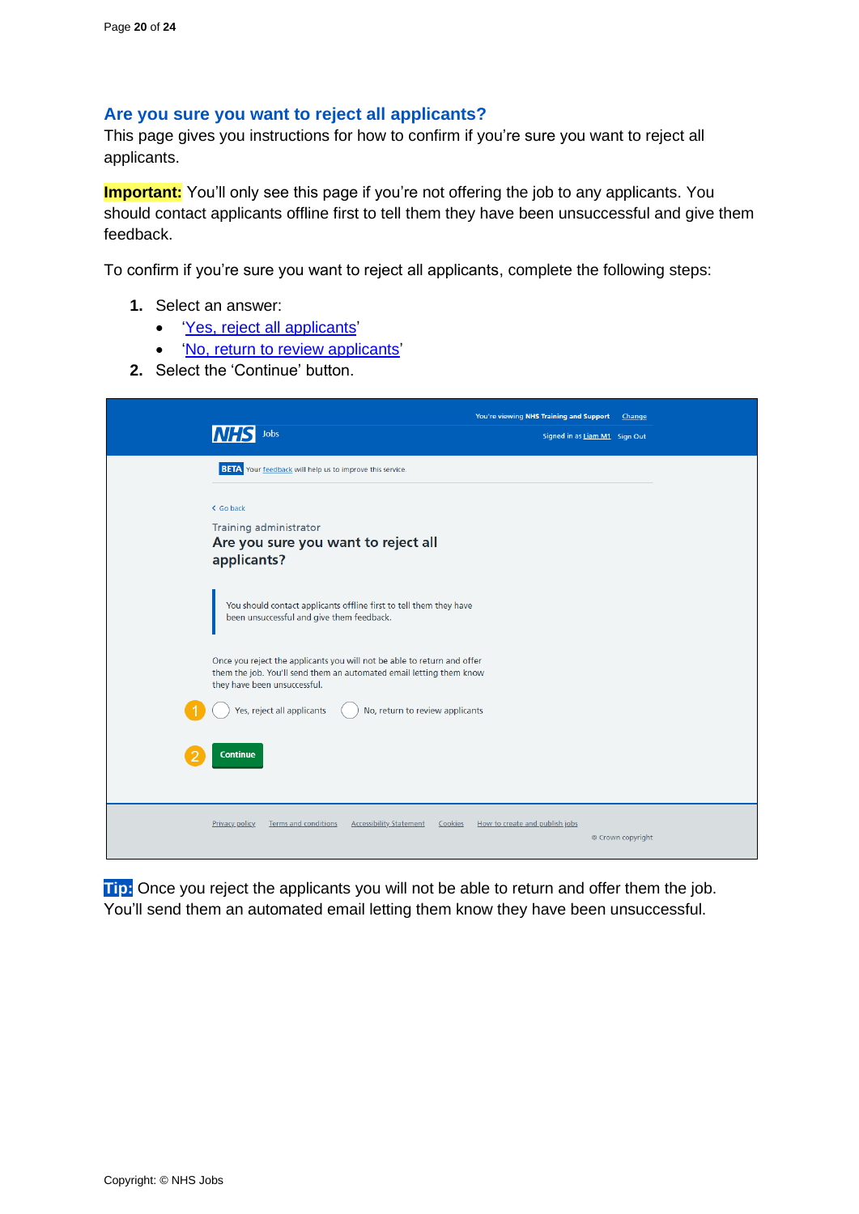## Are you sure you want to reject all applicants?

This page gives you instructions for how to confirm if you're sure you want to reject all applicants.

**Important:** You'll only see this page if you're not offering the job to any applicants. You should contact applicants offline first to tell them they have been unsuccessful and give them feedback.

To confirm if you're sure you want to reject all applicants, complete the following steps:

1. Select an answer:
   - 'Yes, reject all applicants'
   - 'No, return to review applicants'
2. Select the 'Continue' button.

**Tip:** Once you reject the applicants you will not be able to return and offer them the job. You'll send them an automated email letting them know they have been unsuccessful.

Copyright: © NHS Jobs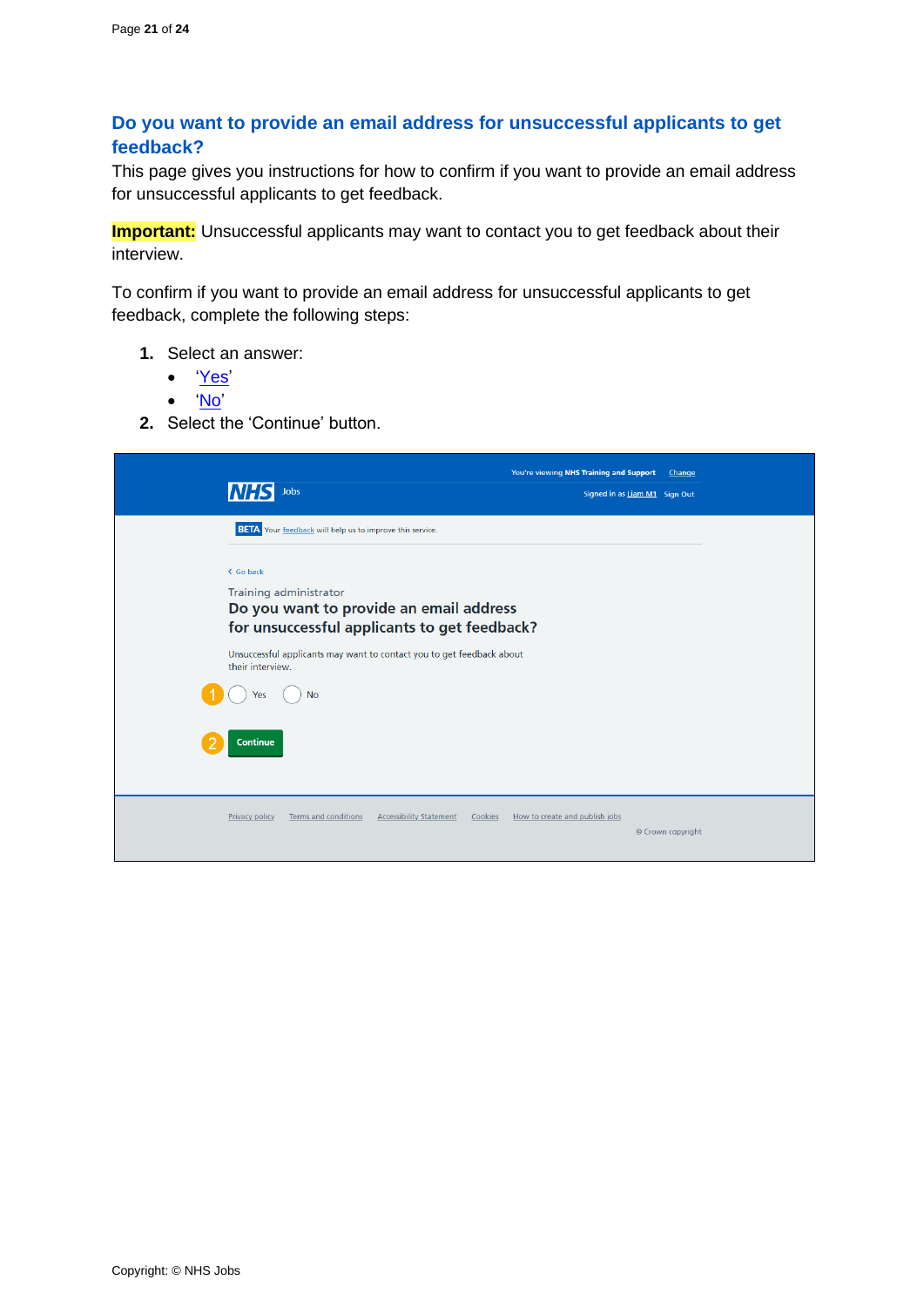## Do you want to provide an email address for unsuccessful applicants to get feedback?

This page gives you instructions for how to confirm if you want to provide an email address for unsuccessful applicants to get feedback.

**Important:** Unsuccessful applicants may want to contact you to get feedback about their interview.

To confirm if you want to provide an email address for unsuccessful applicants to get feedback, complete the following steps:

1. Select an answer:
   - 'Yes'
   - 'No'
2. Select the 'Continue' button.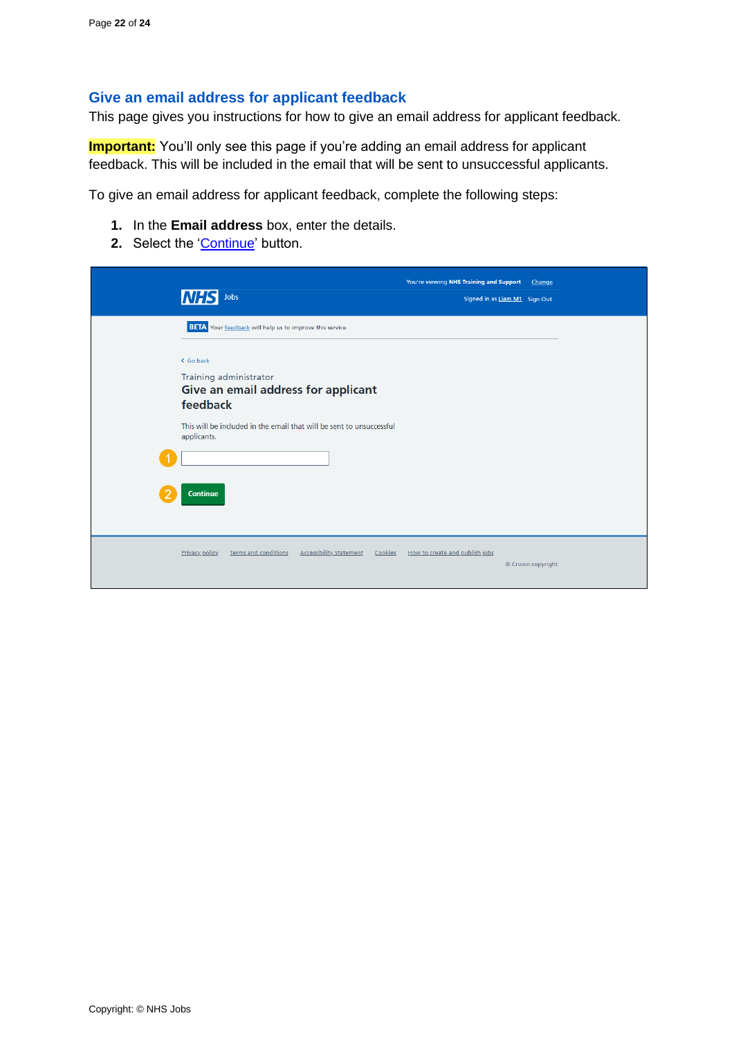## Give an email address for applicant feedback

This page gives you instructions for how to give an email address for applicant feedback.

**Important:** You'll only see this page if you're adding an email address for applicant feedback. This will be included in the email that will be sent to unsuccessful applicants.

To give an email address for applicant feedback, complete the following steps:

1. In the **Email address** box, enter the details.
2. Select the 'Continue' button.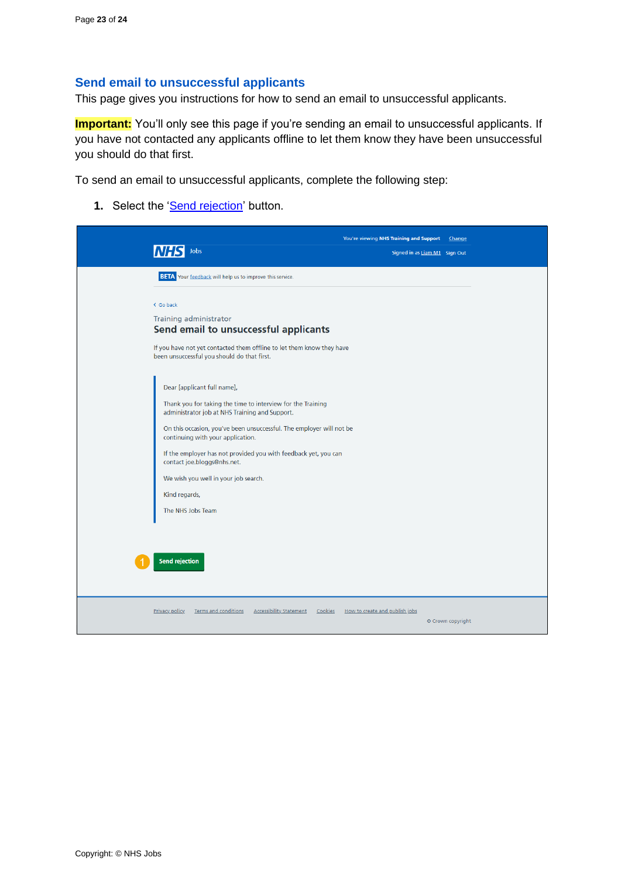## Send email to unsuccessful applicants

This page gives you instructions for how to send an email to unsuccessful applicants.

**Important:** You'll only see this page if you're sending an email to unsuccessful applicants. If you have not contacted any applicants offline to let them know they have been unsuccessful you should do that first.

To send an email to unsuccessful applicants, complete the following step:

1. Select the 'Send rejection' button.

You're viewing NHS Training and Support Change

NHS Jobs

Signed in as Liam M1 Sign Out

BETA Your feedback will help us to improve this service.

Go back

Training administrator

**Send email to unsuccessful applicants**

If you have not yet contacted them offline to let them know they have been unsuccessful you should do that first.

> Dear [applicant full name],
>
> Thank you for taking the time to interview for the Training administrator job at NHS Training and Support.
>
> On this occasion, you've been unsuccessful. The employer will not be continuing with your application.
>
> If the employer has not provided you with feedback yet, you can contact joe.bloggs@nhs.net.
>
> We wish you well in your job search.
>
> Kind regards,
>
> The NHS Jobs Team

1 Send rejection

Privacy policy Terms and conditions Accessibility statement Cookies How to create and publish jobs

© Crown copyright

Copyright: © NHS Jobs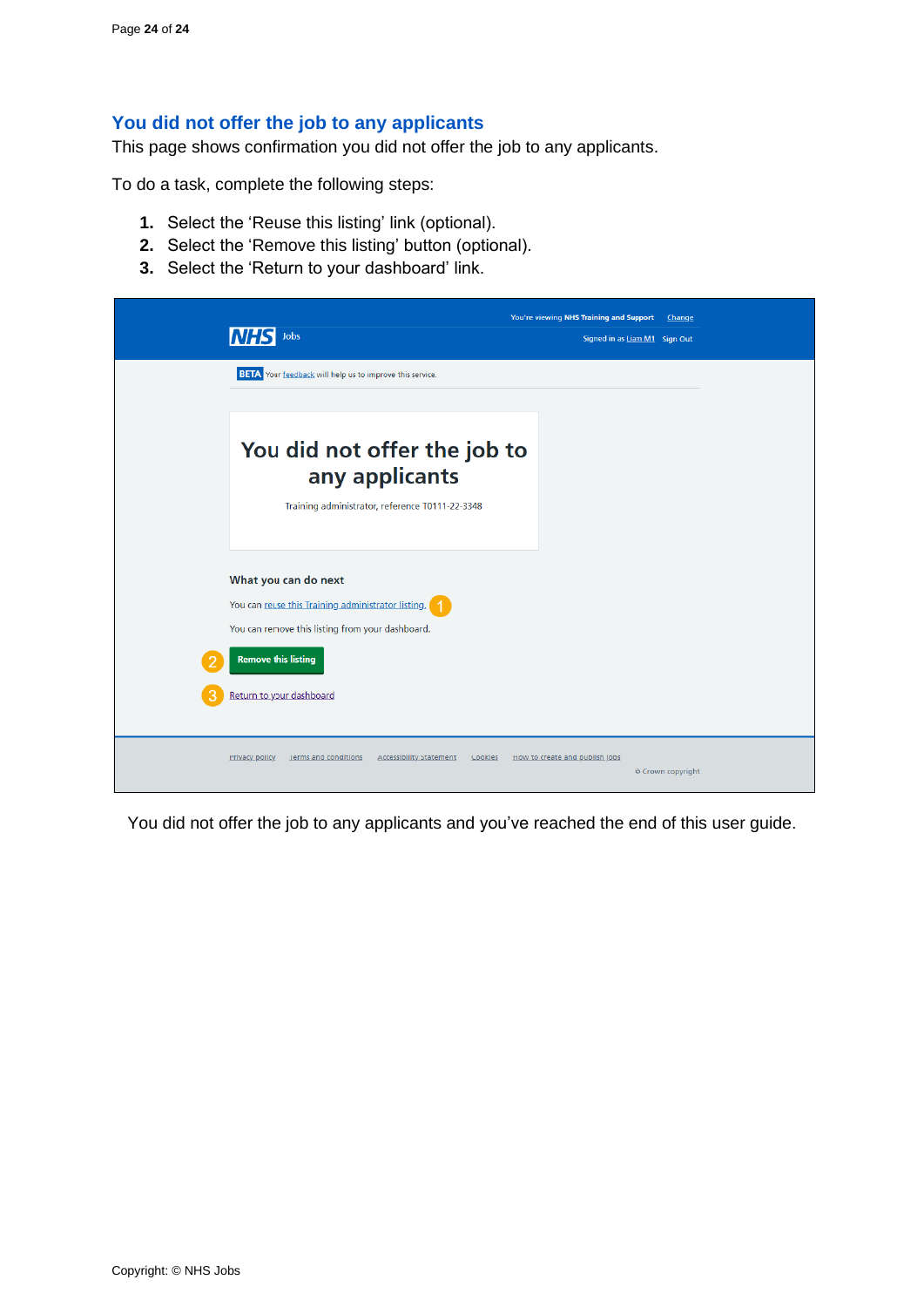## You did not offer the job to any applicants

This page shows confirmation you did not offer the job to any applicants.

To do a task, complete the following steps:

1. Select the 'Reuse this listing' link (optional).
2. Select the 'Remove this listing' button (optional).
3. Select the 'Return to your dashboard' link.

You did not offer the job to any applicants and you've reached the end of this user guide.